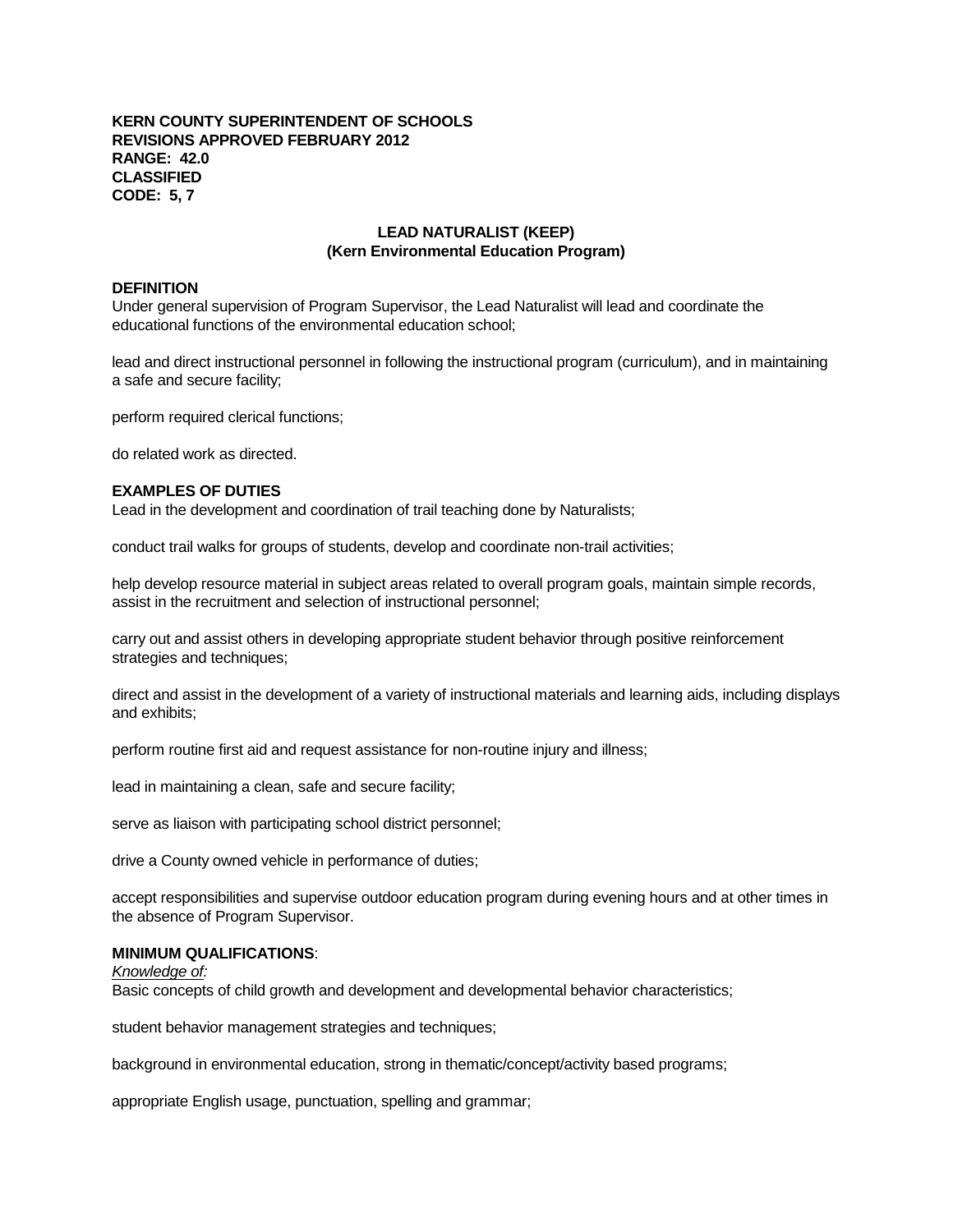**KERN COUNTY SUPERINTENDENT OF SCHOOLS**
**REVISIONS APPROVED FEBRUARY 2012**
**RANGE: 42.0**
**CLASSIFIED**
**CODE: 5, 7**

# LEAD NATURALIST (KEEP)
## (Kern Environmental Education Program)

**DEFINITION**

Under general supervision of Program Supervisor, the Lead Naturalist will lead and coordinate the educational functions of the environmental education school;

lead and direct instructional personnel in following the instructional program (curriculum), and in maintaining a safe and secure facility;

perform required clerical functions;

do related work as directed.

**EXAMPLES OF DUTIES**

Lead in the development and coordination of trail teaching done by Naturalists;

conduct trail walks for groups of students, develop and coordinate non-trail activities;

help develop resource material in subject areas related to overall program goals, maintain simple records, assist in the recruitment and selection of instructional personnel;

carry out and assist others in developing appropriate student behavior through positive reinforcement strategies and techniques;

direct and assist in the development of a variety of instructional materials and learning aids, including displays and exhibits;

perform routine first aid and request assistance for non-routine injury and illness;

lead in maintaining a clean, safe and secure facility;

serve as liaison with participating school district personnel;

drive a County owned vehicle in performance of duties;

accept responsibilities and supervise outdoor education program during evening hours and at other times in the absence of Program Supervisor.

**MINIMUM QUALIFICATIONS**:

*Knowledge of:*

Basic concepts of child growth and development and developmental behavior characteristics;

student behavior management strategies and techniques;

background in environmental education, strong in thematic/concept/activity based programs;

appropriate English usage, punctuation, spelling and grammar;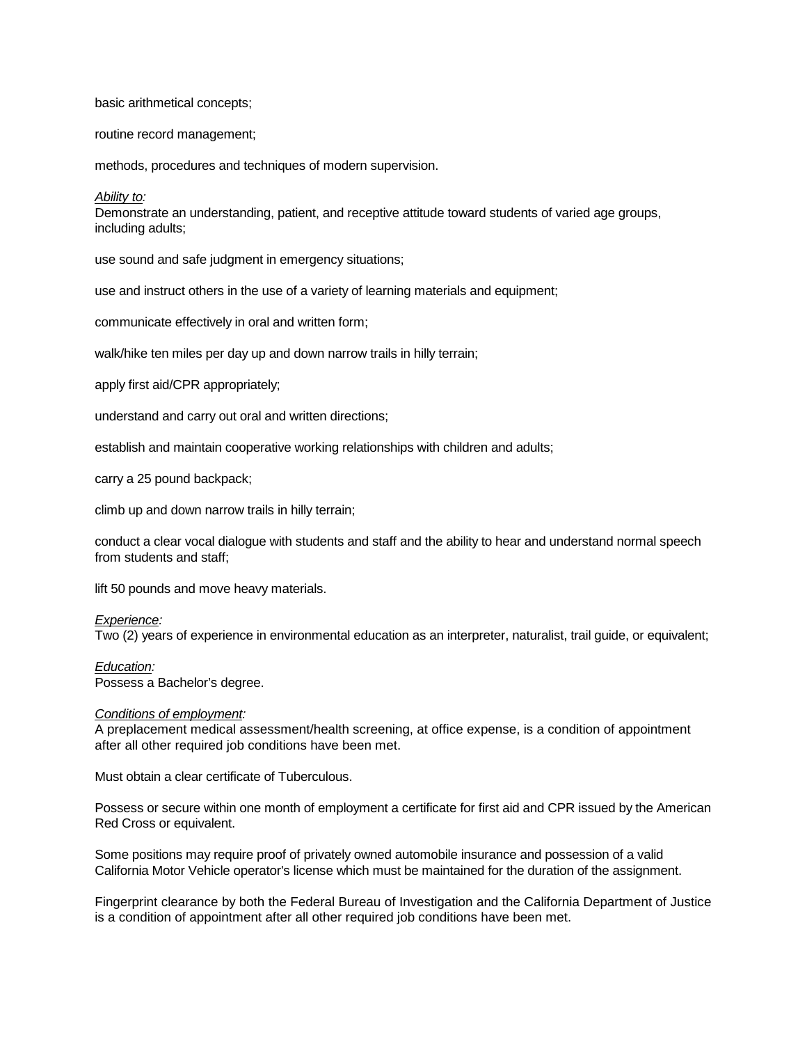basic arithmetical concepts;

routine record management;

methods, procedures and techniques of modern supervision.

*Ability to:*
Demonstrate an understanding, patient, and receptive attitude toward students of varied age groups, including adults;

use sound and safe judgment in emergency situations;

use and instruct others in the use of a variety of learning materials and equipment;

communicate effectively in oral and written form;

walk/hike ten miles per day up and down narrow trails in hilly terrain;

apply first aid/CPR appropriately;

understand and carry out oral and written directions;

establish and maintain cooperative working relationships with children and adults;

carry a 25 pound backpack;

climb up and down narrow trails in hilly terrain;

conduct a clear vocal dialogue with students and staff and the ability to hear and understand normal speech from students and staff;

lift 50 pounds and move heavy materials.

*Experience:*
Two (2) years of experience in environmental education as an interpreter, naturalist, trail guide, or equivalent;

*Education:*
Possess a Bachelor's degree.

*Conditions of employment:*
A preplacement medical assessment/health screening, at office expense, is a condition of appointment after all other required job conditions have been met.

Must obtain a clear certificate of Tuberculous.

Possess or secure within one month of employment a certificate for first aid and CPR issued by the American Red Cross or equivalent.

Some positions may require proof of privately owned automobile insurance and possession of a valid California Motor Vehicle operator's license which must be maintained for the duration of the assignment.

Fingerprint clearance by both the Federal Bureau of Investigation and the California Department of Justice is a condition of appointment after all other required job conditions have been met.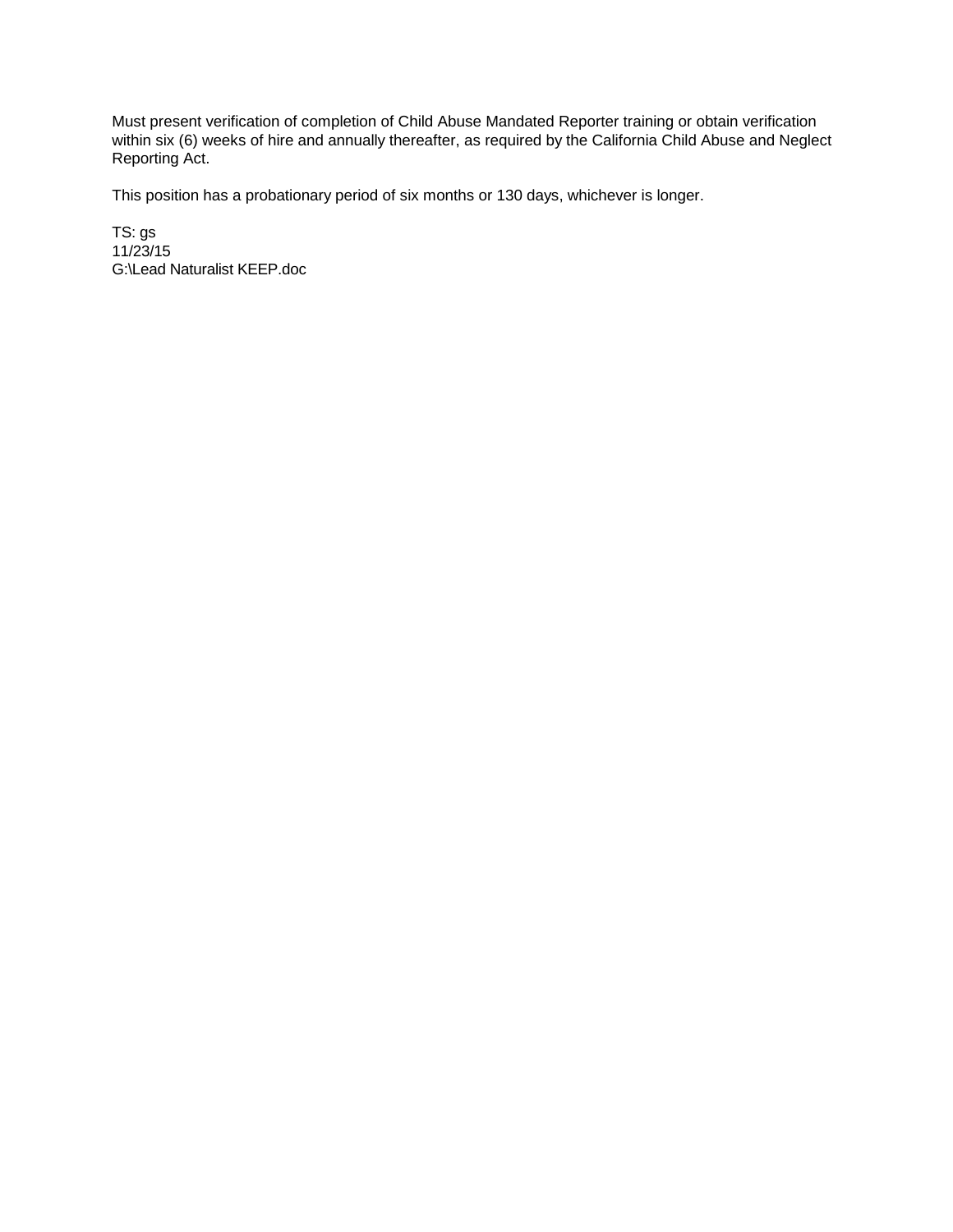Must present verification of completion of Child Abuse Mandated Reporter training or obtain verification within six (6) weeks of hire and annually thereafter, as required by the California Child Abuse and Neglect Reporting Act.

This position has a probationary period of six months or 130 days, whichever is longer.

TS: gs
11/23/15
G:\Lead Naturalist KEEP.doc